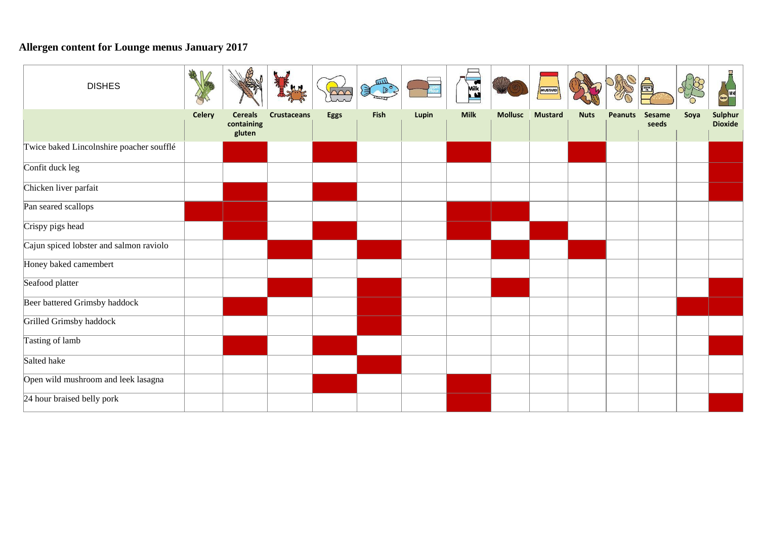# Allergen content for Lounge menus January 2017

| DISHES | Celery | Cereals containing gluten | Crustaceans | Eggs | Fish | Lupin | Milk | Mollusc | Mustard | Nuts | Peanuts | Sesame seeds | Soya | Sulphur Dioxide |
|---|---|---|---|---|---|---|---|---|---|---|---|---|---|---|
| Twice baked Lincolnshire poacher soufflé | | X | | X | | | X | | | X | | | | X |
| Confit duck leg | | | | | | | | | | | | | | X |
| Chicken liver parfait | | X | | X | | | | | | | | | | X |
| Pan seared scallops | X | X | | | | | X | X | | | | | | |
| Crispy pigs head | | X | | X | | | X | | X | | | | | |
| Cajun spiced lobster and salmon raviolo | | | X | | X | | | X | | X | | | | |
| Honey baked camembert | | | | | | | | | | | | | | |
| Seafood platter | | | X | | X | | | X | | | | | | X |
| Beer battered Grimsby haddock | | X | | | X | | | | | | | | X | X |
| Grilled Grimsby haddock | | | | | X | | | | | | | | | |
| Tasting of lamb | | X | | X | | | | | | | | | | X |
| Salted hake | | | | | X | | | | | | | | | |
| Open wild mushroom and leek lasagna | | | | X | | | X | | | | | | | |
| 24 hour braised belly pork | | | | | | | X | | | | | | | X |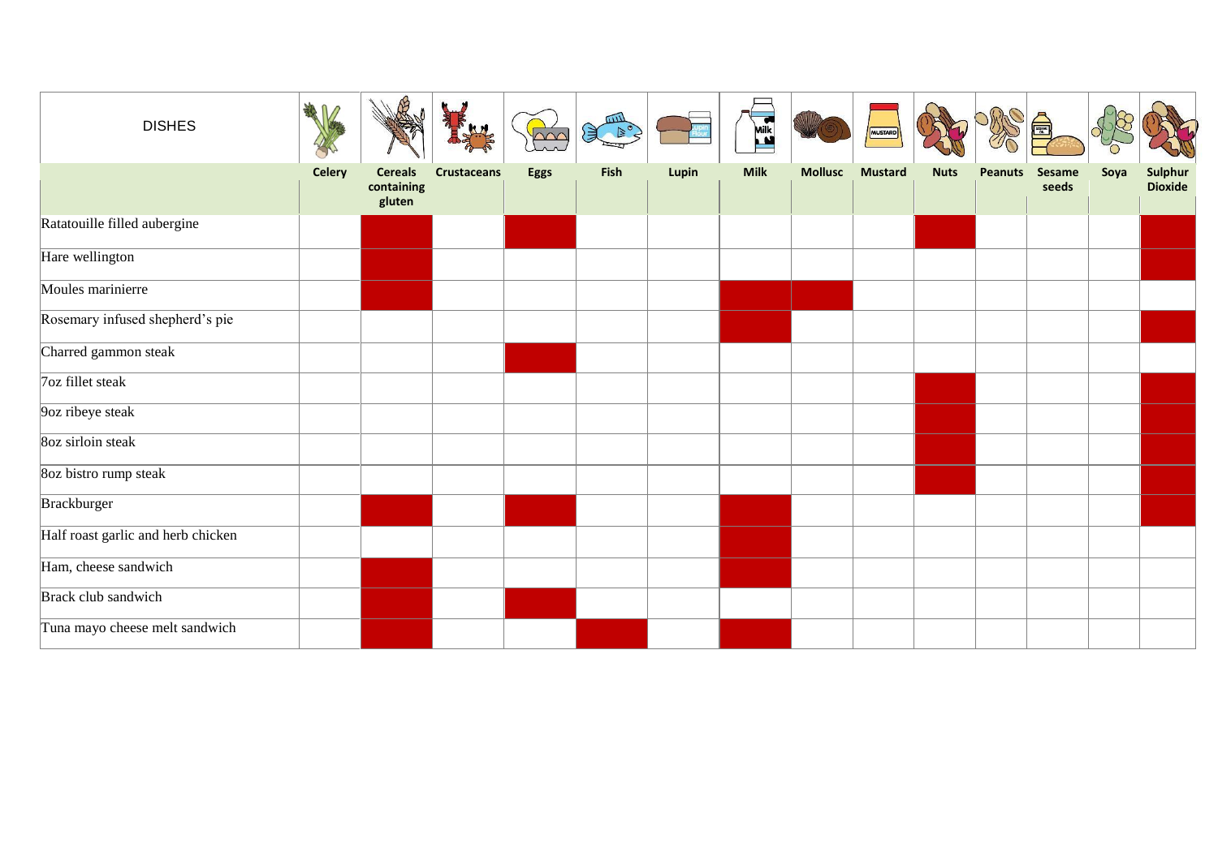| DISHES | Celery | Cereals containing gluten | Crustaceans | Eggs | Fish | Lupin | Milk | Mollusc | Mustard | Nuts | Peanuts | Sesame seeds | Soya | Sulphur Dioxide |
|---|---|---|---|---|---|---|---|---|---|---|---|---|---|---|
| Ratatouille filled aubergine | | X | | X | | | | | | X | | | | X |
| Hare wellington | | X | | | | | | | | | | | | X |
| Moules marinierre | | X | | | | | X | X | | | | | | |
| Rosemary infused shepherd's pie | | | | | | | X | | | | | | | X |
| Charred gammon steak | | | | X | | | | | | | | | | |
| 7oz fillet steak | | | | | | | | | | X | | | | X |
| 9oz ribeye steak | | | | | | | | | | X | | | | X |
| 8oz sirloin steak | | | | | | | | | | X | | | | X |
| 8oz bistro rump steak | | | | | | | | | | X | | | | X |
| Brackburger | | X | | X | | | X | | | | | | | X |
| Half roast garlic and herb chicken | | | | | | | X | | | | | | | |
| Ham, cheese sandwich | | X | | | | | X | | | | | | | |
| Brack club sandwich | | X | | X | | | | | | | | | | |
| Tuna mayo cheese melt sandwich | | X | | | X | | X | | | | | | | |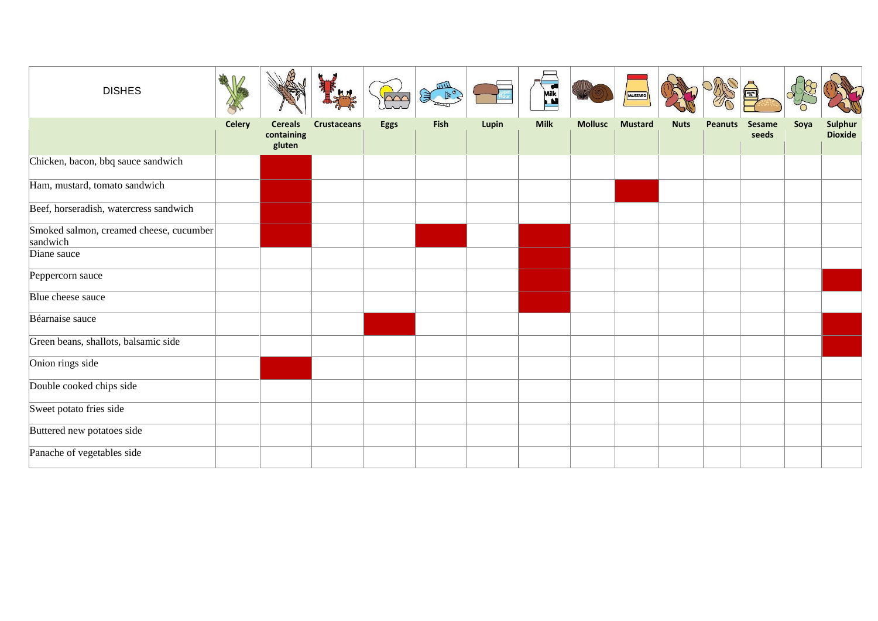| DISHES | Celery | Cereals containing gluten | Crustaceans | Eggs | Fish | Lupin | Milk | Mollusc | Mustard | Nuts | Peanuts | Sesame seeds | Soya | Sulphur Dioxide |
|---|---|---|---|---|---|---|---|---|---|---|---|---|---|---|
| Chicken, bacon, bbq sauce sandwich | | X | | | | | | | | | | | | |
| Ham, mustard, tomato sandwich | | X | | | | | | | X | | | | | |
| Beef, horseradish, watercress sandwich | | X | | | | | | | | | | | | |
| Smoked salmon, creamed cheese, cucumber sandwich | | X | | | X | | X | | | | | | | |
| Diane sauce | | | | | | | X | | | | | | | |
| Peppercorn sauce | | | | | | | X | | | | | | | X |
| Blue cheese sauce | | | | | | | X | | | | | | | |
| Béarnaise sauce | | | | X | | | | | | | | | | X |
| Green beans, shallots, balsamic side | | | | | | | | | | | | | | X |
| Onion rings side | | X | | | | | | | | | | | | |
| Double cooked chips side | | | | | | | | | | | | | | |
| Sweet potato fries side | | | | | | | | | | | | | | |
| Buttered new potatoes side | | | | | | | | | | | | | | |
| Panache of vegetables side | | | | | | | | | | | | | | |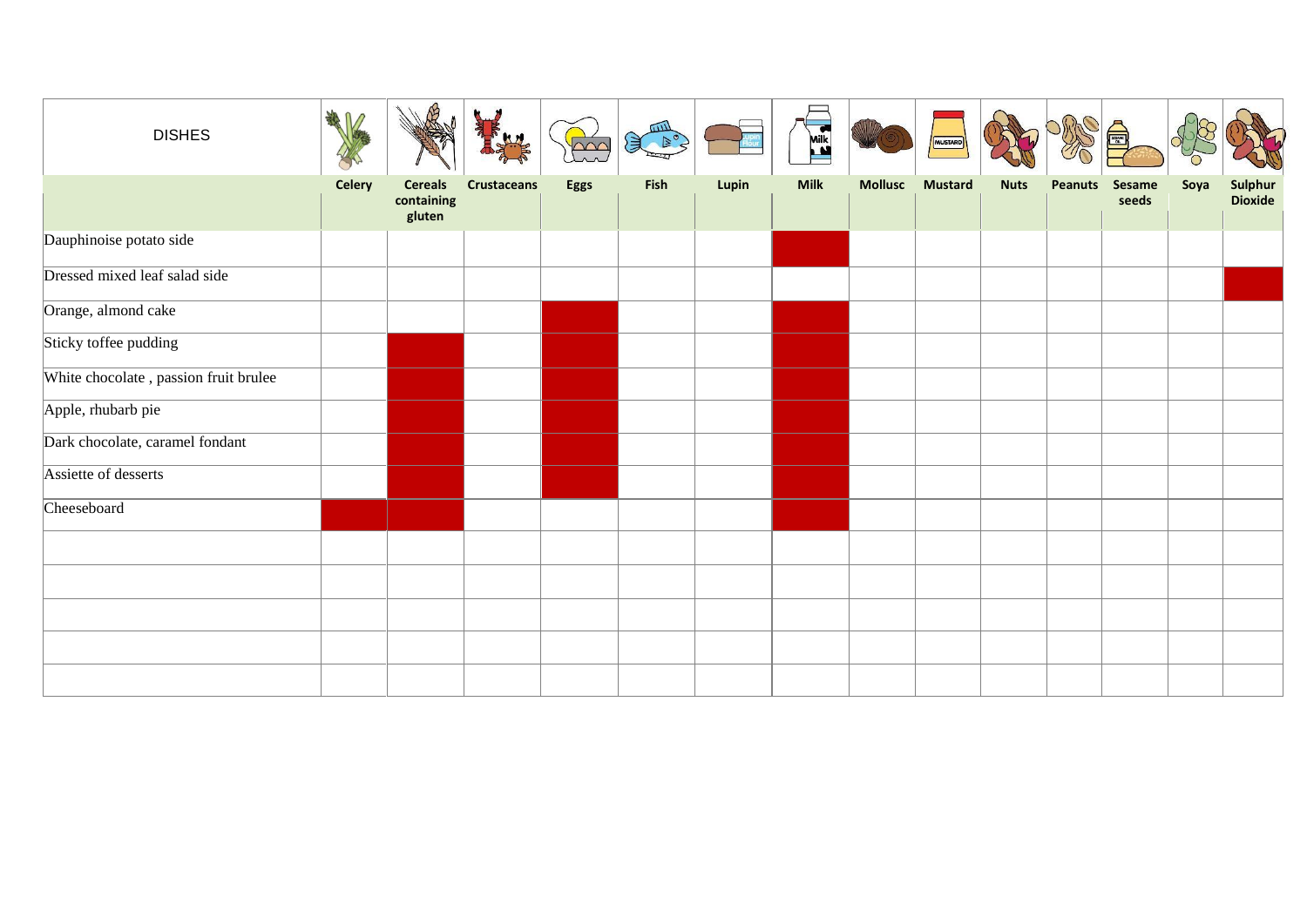| DISHES | Celery | Cereals containing gluten | Crustaceans | Eggs | Fish | Lupin | Milk | Mollusc | Mustard | Nuts | Peanuts | Sesame seeds | Soya | Sulphur Dioxide |
|---|---|---|---|---|---|---|---|---|---|---|---|---|---|---|
| Dauphinoise potato side | | | | | | | ■ | | | | | | | |
| Dressed mixed leaf salad side | | | | | | | | | | | | | | ■ |
| Orange, almond cake | | | | ■ | | | ■ | | | | | | | |
| Sticky toffee pudding | | ■ | | ■ | | | ■ | | | | | | | |
| White chocolate , passion fruit brulee | | ■ | | ■ | | | ■ | | | | | | | |
| Apple, rhubarb pie | | ■ | | ■ | | | ■ | | | | | | | |
| Dark chocolate, caramel fondant | | ■ | | ■ | | | ■ | | | | | | | |
| Assiette of desserts | | ■ | | ■ | | | ■ | | | | | | | |
| Cheeseboard | ■ | ■ | | | | | ■ | | | | | | | |
| | | | | | | | | | | | | | | |
| | | | | | | | | | | | | | | |
| | | | | | | | | | | | | | | |
| | | | | | | | | | | | | | | |
| | | | | | | | | | | | | | | |